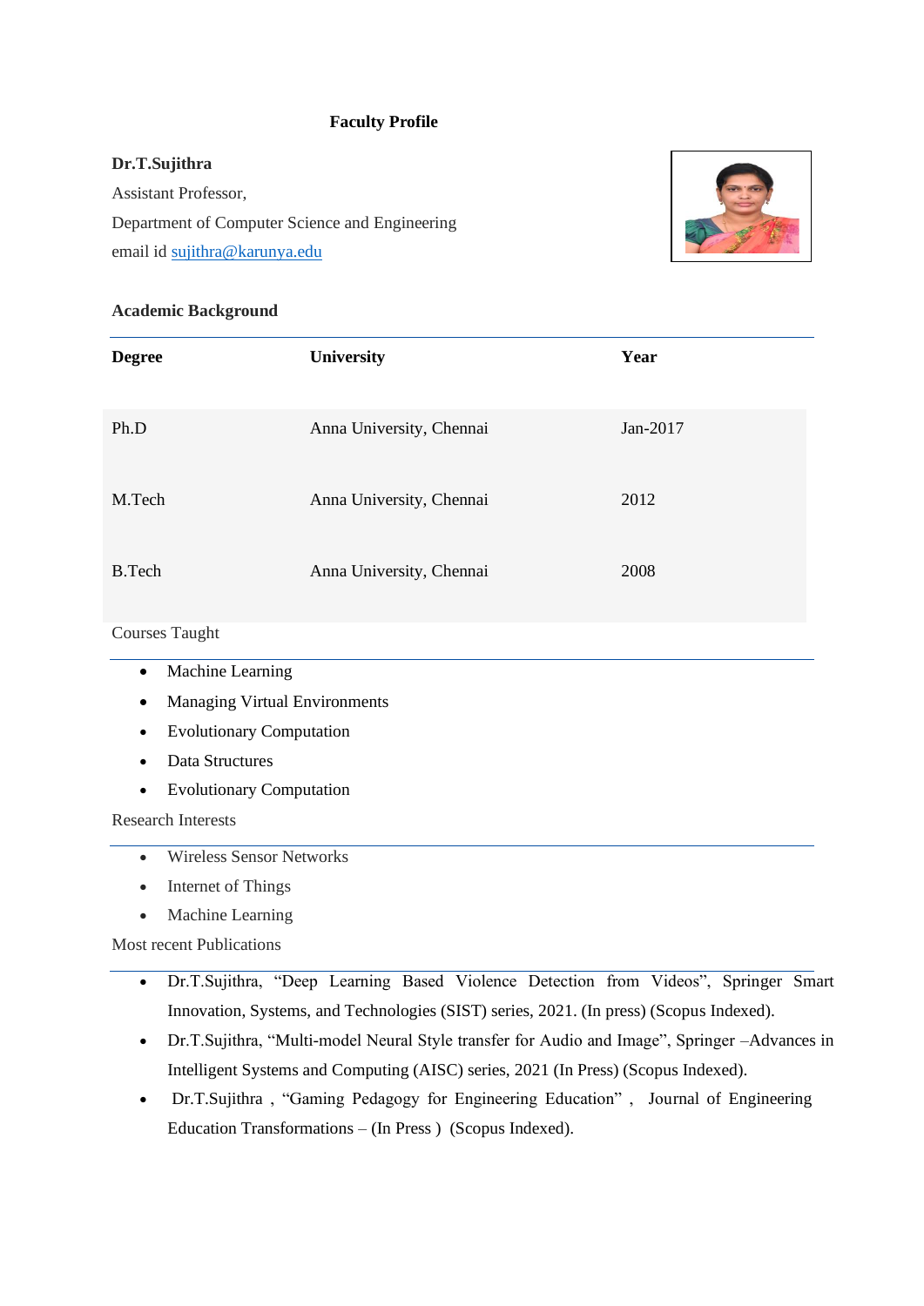# Faculty Profile

**Dr.T.Sujithra**

Assistant Professor,

Department of Computer Science and Engineering

email id sujithra@karunya.edu

## Academic Background

| Degree | University | Year |
|---|---|---|
| Ph.D | Anna University, Chennai | Jan-2017 |
| M.Tech | Anna University, Chennai | 2012 |
| B.Tech | Anna University, Chennai | 2008 |

## Courses Taught

- Machine Learning
- Managing Virtual Environments
- Evolutionary Computation
- Data Structures
- Evolutionary Computation

## Research Interests

- Wireless Sensor Networks
- Internet of Things
- Machine Learning

## Most recent Publications

- Dr.T.Sujithra, "Deep Learning Based Violence Detection from Videos", Springer Smart Innovation, Systems, and Technologies (SIST) series, 2021. (In press) (Scopus Indexed).
- Dr.T.Sujithra, "Multi-model Neural Style transfer for Audio and Image", Springer –Advances in Intelligent Systems and Computing (AISC) series, 2021 (In Press) (Scopus Indexed).
- Dr.T.Sujithra , "Gaming Pedagogy for Engineering Education" , Journal of Engineering Education Transformations – (In Press ) (Scopus Indexed).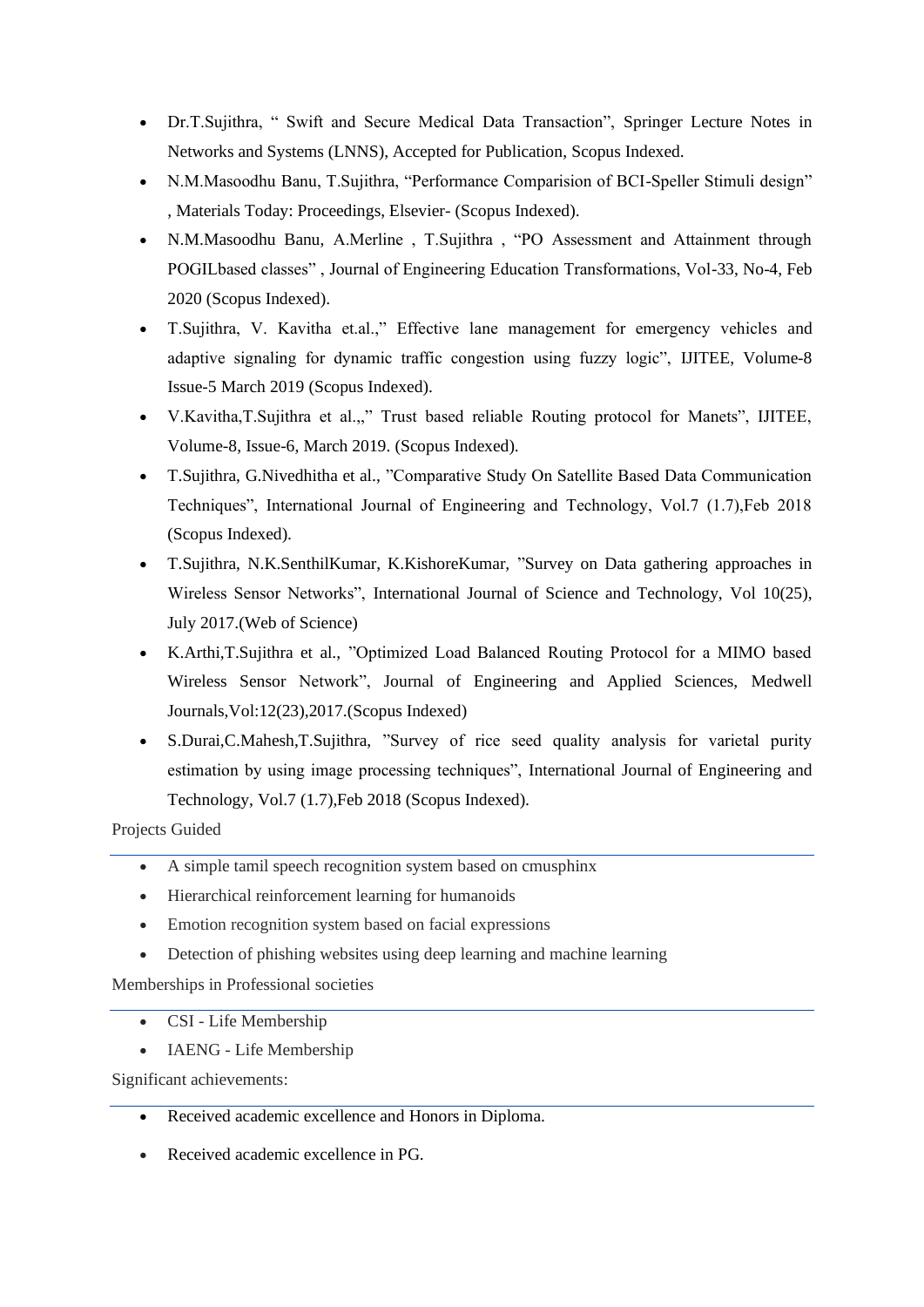- Dr.T.Sujithra, " Swift and Secure Medical Data Transaction", Springer Lecture Notes in Networks and Systems (LNNS), Accepted for Publication, Scopus Indexed.
- N.M.Masoodhu Banu, T.Sujithra, "Performance Comparision of BCI-Speller Stimuli design" , Materials Today: Proceedings, Elsevier- (Scopus Indexed).
- N.M.Masoodhu Banu, A.Merline , T.Sujithra , "PO Assessment and Attainment through POGILbased classes" , Journal of Engineering Education Transformations, Vol-33, No-4, Feb 2020 (Scopus Indexed).
- T.Sujithra, V. Kavitha et.al.," Effective lane management for emergency vehicles and adaptive signaling for dynamic traffic congestion using fuzzy logic", IJITEE, Volume-8 Issue-5 March 2019 (Scopus Indexed).
- V.Kavitha,T.Sujithra et al.,," Trust based reliable Routing protocol for Manets", IJITEE, Volume-8, Issue-6, March 2019. (Scopus Indexed).
- T.Sujithra, G.Nivedhitha et al., "Comparative Study On Satellite Based Data Communication Techniques", International Journal of Engineering and Technology, Vol.7 (1.7),Feb 2018 (Scopus Indexed).
- T.Sujithra, N.K.SenthilKumar, K.KishoreKumar, "Survey on Data gathering approaches in Wireless Sensor Networks", International Journal of Science and Technology, Vol 10(25), July 2017.(Web of Science)
- K.Arthi,T.Sujithra et al., "Optimized Load Balanced Routing Protocol for a MIMO based Wireless Sensor Network", Journal of Engineering and Applied Sciences, Medwell Journals,Vol:12(23),2017.(Scopus Indexed)
- S.Durai,C.Mahesh,T.Sujithra, "Survey of rice seed quality analysis for varietal purity estimation by using image processing techniques", International Journal of Engineering and Technology, Vol.7 (1.7),Feb 2018 (Scopus Indexed).

## Projects Guided

- A simple tamil speech recognition system based on cmusphinx
- Hierarchical reinforcement learning for humanoids
- Emotion recognition system based on facial expressions
- Detection of phishing websites using deep learning and machine learning

## Memberships in Professional societies

- CSI - Life Membership
- IAENG - Life Membership

## Significant achievements:

- Received academic excellence and Honors in Diploma.
- Received academic excellence in PG.